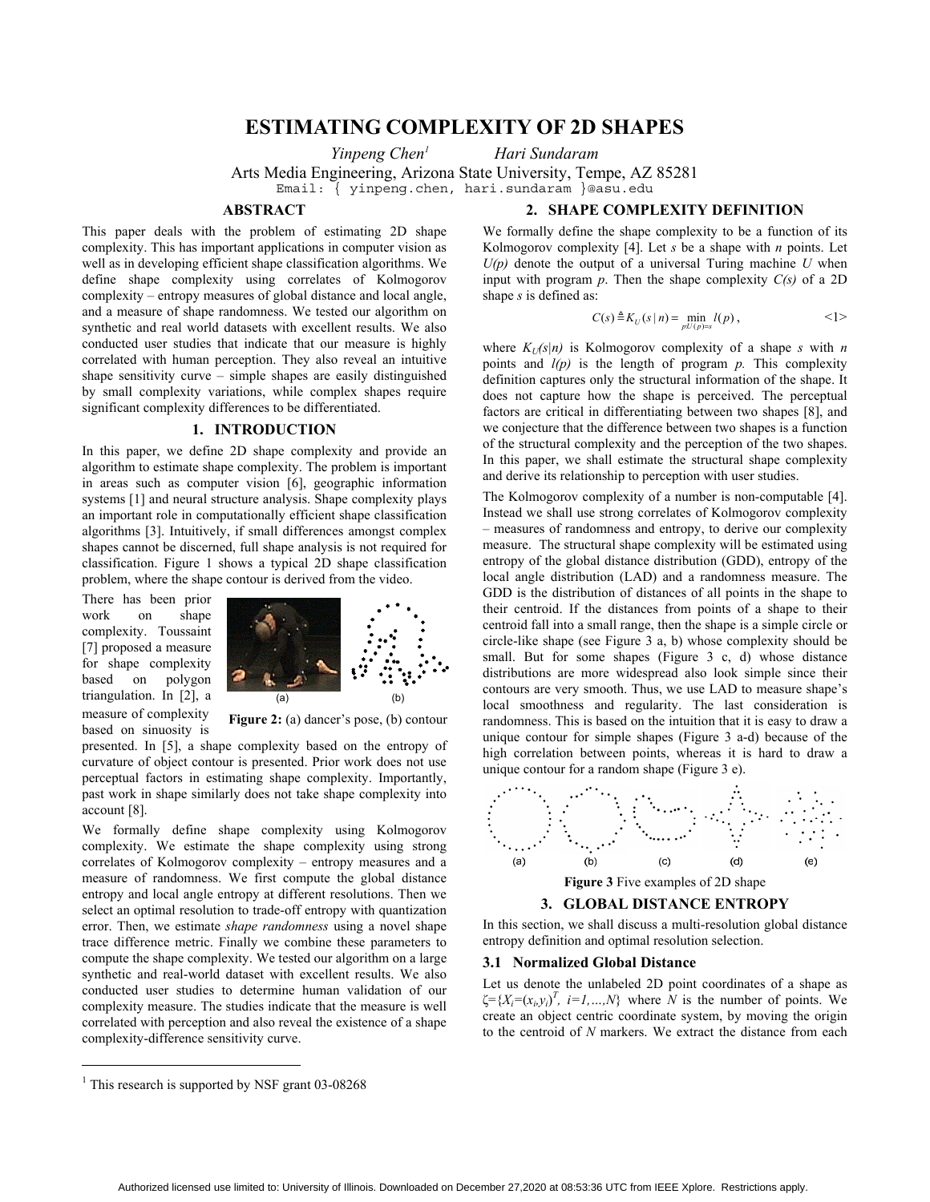# ESTIMATING COMPLEXITY OF 2D SHAPES

*Yinpeng Chen*[1] *Hari Sundaram*

Arts Media Engineering, Arizona State University, Tempe, AZ 85281

Email: { yinpeng.chen, hari.sundaram }@asu.edu

## ABSTRACT

This paper deals with the problem of estimating 2D shape complexity. This has important applications in computer vision as well as in developing efficient shape classification algorithms. We define shape complexity using correlates of Kolmogorov complexity – entropy measures of global distance and local angle, and a measure of shape randomness. We tested our algorithm on synthetic and real world datasets with excellent results. We also conducted user studies that indicate that our measure is highly correlated with human perception. They also reveal an intuitive shape sensitivity curve – simple shapes are easily distinguished by small complexity variations, while complex shapes require significant complexity differences to be differentiated.

## 1. INTRODUCTION

In this paper, we define 2D shape complexity and provide an algorithm to estimate shape complexity. The problem is important in areas such as computer vision [6], geographic information systems [1] and neural structure analysis. Shape complexity plays an important role in computationally efficient shape classification algorithms [3]. Intuitively, if small differences amongst complex shapes cannot be discerned, full shape analysis is not required for classification. Figure 1 shows a typical 2D shape classification problem, where the shape contour is derived from the video.

There has been prior work on shape complexity. Toussaint [7] proposed a measure for shape complexity based on polygon triangulation. In [2], a measure of complexity based on sinuosity is presented. In [5], a shape complexity based on the entropy of curvature of object contour is presented. Prior work does not use perceptual factors in estimating shape complexity. Importantly, past work in shape similarly does not take shape complexity into account [8].

**Figure 2:** (a) dancer's pose, (b) contour

We formally define shape complexity using Kolmogorov complexity. We estimate the shape complexity using strong correlates of Kolmogorov complexity – entropy measures and a measure of randomness. We first compute the global distance entropy and local angle entropy at different resolutions. Then we select an optimal resolution to trade-off entropy with quantization error. Then, we estimate *shape randomness* using a novel shape trace difference metric. Finally we combine these parameters to compute the shape complexity. We tested our algorithm on a large synthetic and real-world dataset with excellent results. We also conducted user studies to determine human validation of our complexity measure. The studies indicate that the measure is well correlated with perception and also reveal the existence of a shape complexity-difference sensitivity curve.

## 2. SHAPE COMPLEXITY DEFINITION

We formally define the shape complexity to be a function of its Kolmogorov complexity [4]. Let *s* be a shape with *n* points. Let *U(p)* denote the output of a universal Turing machine *U* when input with program *p*. Then the shape complexity *C(s)* of a 2D shape *s* is defined as:

$$C(s) \triangleq K_U(s \mid n) = \min_{p:U(p)=s} l(p), \qquad <1>$$

where $K_U(s|n)$ is Kolmogorov complexity of a shape *s* with *n* points and *l(p)* is the length of program *p.* This complexity definition captures only the structural information of the shape. It does not capture how the shape is perceived. The perceptual factors are critical in differentiating between two shapes [8], and we conjecture that the difference between two shapes is a function of the structural complexity and the perception of the two shapes. In this paper, we shall estimate the structural shape complexity and derive its relationship to perception with user studies.

The Kolmogorov complexity of a number is non-computable [4]. Instead we shall use strong correlates of Kolmogorov complexity – measures of randomness and entropy, to derive our complexity measure. The structural shape complexity will be estimated using entropy of the global distance distribution (GDD), entropy of the local angle distribution (LAD) and a randomness measure. The GDD is the distribution of distances of all points in the shape to their centroid. If the distances from points of a shape to their centroid fall into a small range, then the shape is a simple circle or circle-like shape (see Figure 3 a, b) whose complexity should be small. But for some shapes (Figure 3 c, d) whose distance distributions are more widespread also look simple since their contours are very smooth. Thus, we use LAD to measure shape's local smoothness and regularity. The last consideration is randomness. This is based on the intuition that it is easy to draw a unique contour for simple shapes (Figure 3 a-d) because of the high correlation between points, whereas it is hard to draw a unique contour for a random shape (Figure 3 e).

**Figure 3** Five examples of 2D shape

## 3. GLOBAL DISTANCE ENTROPY

In this section, we shall discuss a multi-resolution global distance entropy definition and optimal resolution selection.

### 3.1 Normalized Global Distance

Let us denote the unlabeled 2D point coordinates of a shape as $\zeta=\{X_i=(x_i,y_i)^T,\ i=1,\ldots,N\}$ where *N* is the number of points. We create an object centric coordinate system, by moving the origin to the centroid of *N* markers. We extract the distance from each

[1] This research is supported by NSF grant 03-08268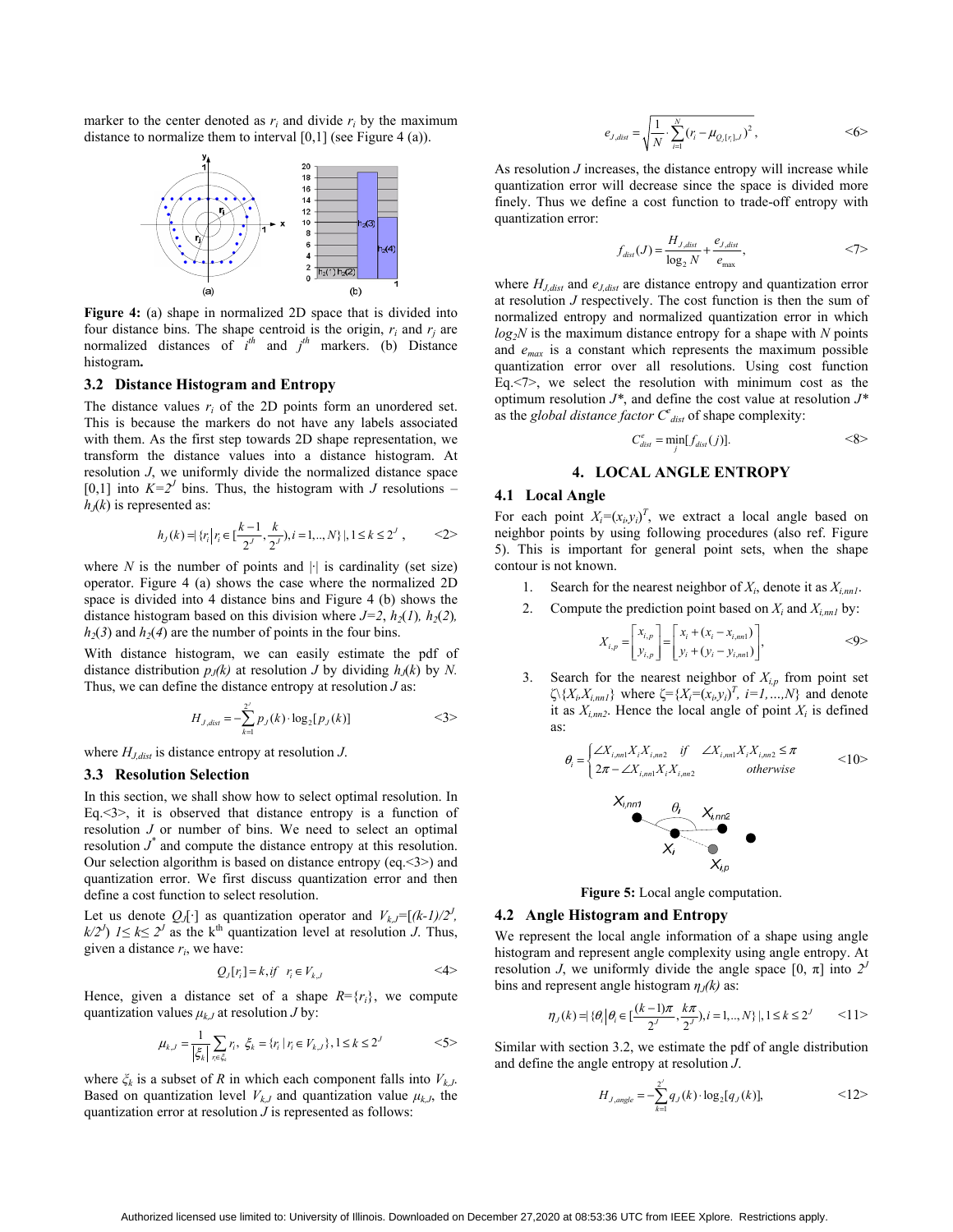marker to the center denoted as $r_i$ and divide $r_i$ by the maximum distance to normalize them to interval [0,1] (see Figure 4 (a)).

**Figure 4:** (a) shape in normalized 2D space that is divided into four distance bins. The shape centroid is the origin, $r_i$ and $r_j$ are normalized distances of $i^{th}$ and $j^{th}$ markers. (b) Distance histogram**.**

### 3.2 Distance Histogram and Entropy

The distance values $r_i$ of the 2D points form an unordered set. This is because the markers do not have any labels associated with them. As the first step towards 2D shape representation, we transform the distance values into a distance histogram. At resolution $J$, we uniformly divide the normalized distance space [0,1] into $K=2^J$ bins. Thus, the histogram with $J$ resolutions – $h_J(k)$ is represented as:

$$h_J(k) = |\{r_i | r_i \in [\frac{k-1}{2^J}, \frac{k}{2^J}), i = 1,..,N\}|, 1 \le k \le 2^J, \qquad \text{<2>}$$

where $N$ is the number of points and $|\cdot|$ is cardinality (set size) operator. Figure 4 (a) shows the case where the normalized 2D space is divided into 4 distance bins and Figure 4 (b) shows the distance histogram based on this division where $J=2$, $h_2(1)$, $h_2(2)$, $h_2(3)$ and $h_2(4)$ are the number of points in the four bins.

With distance histogram, we can easily estimate the pdf of distance distribution $p_J(k)$ at resolution $J$ by dividing $h_J(k)$ by $N$. Thus, we can define the distance entropy at resolution $J$ as:

$$H_{J,dist} = -\sum_{k=1}^{2^J} p_J(k) \cdot \log_2[p_J(k)] \qquad \text{<3>}$$

where $H_{J,dist}$ is distance entropy at resolution $J$.

### 3.3 Resolution Selection

In this section, we shall show how to select optimal resolution. In Eq.<3>, it is observed that distance entropy is a function of resolution $J$ or number of bins. We need to select an optimal resolution $J^*$ and compute the distance entropy at this resolution. Our selection algorithm is based on distance entropy (eq.<3>) and quantization error. We first discuss quantization error and then define a cost function to select resolution.

Let us denote $Q_J[\cdot]$ as quantization operator and $V_{k,J}=[(k-1)/2^J, k/2^J)$ $1 \le k \le 2^J$ as the $k^{th}$ quantization level at resolution $J$. Thus, given a distance $r_i$, we have:

$$Q_J[r_i] = k, if \quad r_i \in V_{k,J} \qquad \text{<4>}$$

Hence, given a distance set of a shape $R=\{r_i\}$, we compute quantization values $\mu_{k,J}$ at resolution $J$ by:

$$\mu_{k,J} = \frac{1}{|\xi_k|}\sum_{r_i \in \xi_k} r_i, \; \xi_k = \{r_i \,|\, r_i \in V_{k,J}\}, 1 \le k \le 2^J \qquad \text{<5>}$$

where $\xi_k$ is a subset of $R$ in which each component falls into $V_{k,J}$. Based on quantization level $V_{k,J}$ and quantization value $\mu_{k,J}$, the quantization error at resolution $J$ is represented as follows:

$$e_{J,dist} = \sqrt{\frac{1}{N} \cdot \sum_{i=1}^{N} (r_i - \mu_{Q_J[r_i],J})^2}, \qquad \text{<6>}$$

As resolution $J$ increases, the distance entropy will increase while quantization error will decrease since the space is divided more finely. Thus we define a cost function to trade-off entropy with quantization error:

$$f_{dist}(J) = \frac{H_{J,dist}}{\log_2 N} + \frac{e_{J,dist}}{e_{\max}}, \qquad \text{<7>}$$

where $H_{J,dist}$ and $e_{J,dist}$ are distance entropy and quantization error at resolution $J$ respectively. The cost function is then the sum of normalized entropy and normalized quantization error in which $log_2N$ is the maximum distance entropy for a shape with $N$ points and $e_{max}$ is a constant which represents the maximum possible quantization error over all resolutions. Using cost function Eq.<7>, we select the resolution with minimum cost as the optimum resolution $J^*$, and define the cost value at resolution $J^*$ as the *global distance factor* $C^e_{dist}$ of shape complexity:

$$C^e_{dist} = \min_j [f_{dist}(j)]. \qquad \text{<8>}$$

## 4. LOCAL ANGLE ENTROPY

### 4.1 Local Angle

For each point $X_i=(x_i,y_i)^T$, we extract a local angle based on neighbor points by using following procedures (also ref. Figure 5). This is important for general point sets, when the shape contour is not known.

1. Search for the nearest neighbor of $X_i$, denote it as $X_{i,nn1}$.
2. Compute the prediction point based on $X_i$ and $X_{i,nn1}$ by:

$$X_{i,p} = \begin{bmatrix} x_{i,p} \\ y_{i,p} \end{bmatrix} = \begin{bmatrix} x_i + (x_i - x_{i,nn1}) \\ y_i + (y_i - y_{i,nn1}) \end{bmatrix}, \qquad \text{<9>}$$

3. Search for the nearest neighbor of $X_{i,p}$ from point set $\zeta \backslash \{X_i, X_{i,nn1}\}$ where $\zeta=\{X_i=(x_i,y_i)^T, i=1,...,N\}$ and denote it as $X_{i,nn2}$. Hence the local angle of point $X_i$ is defined as:

$$\theta_i = \begin{cases} \angle X_{i,nn1} X_i X_{i,nn2} & if \quad \angle X_{i,nn1} X_i X_{i,nn2} \le \pi \\ 2\pi - \angle X_{i,nn1} X_i X_{i,nn2} & otherwise \end{cases} \qquad \text{<10>}$$

**Figure 5:** Local angle computation.

### 4.2 Angle Histogram and Entropy

We represent the local angle information of a shape using angle histogram and represent angle complexity using angle entropy. At resolution $J$, we uniformly divide the angle space $[0, \pi]$ into $2^J$ bins and represent angle histogram $\eta_J(k)$ as:

$$\eta_J(k) = |\{\theta_i | \theta_i \in [\frac{(k-1)\pi}{2^J}, \frac{k\pi}{2^J}), i = 1,..,N\}|, 1 \le k \le 2^J \qquad \text{<11>}$$

Similar with section 3.2, we estimate the pdf of angle distribution and define the angle entropy at resolution $J$.

$$H_{J,angle} = -\sum_{k=1}^{2^J} q_J(k) \cdot \log_2[q_J(k)], \qquad \text{<12>}$$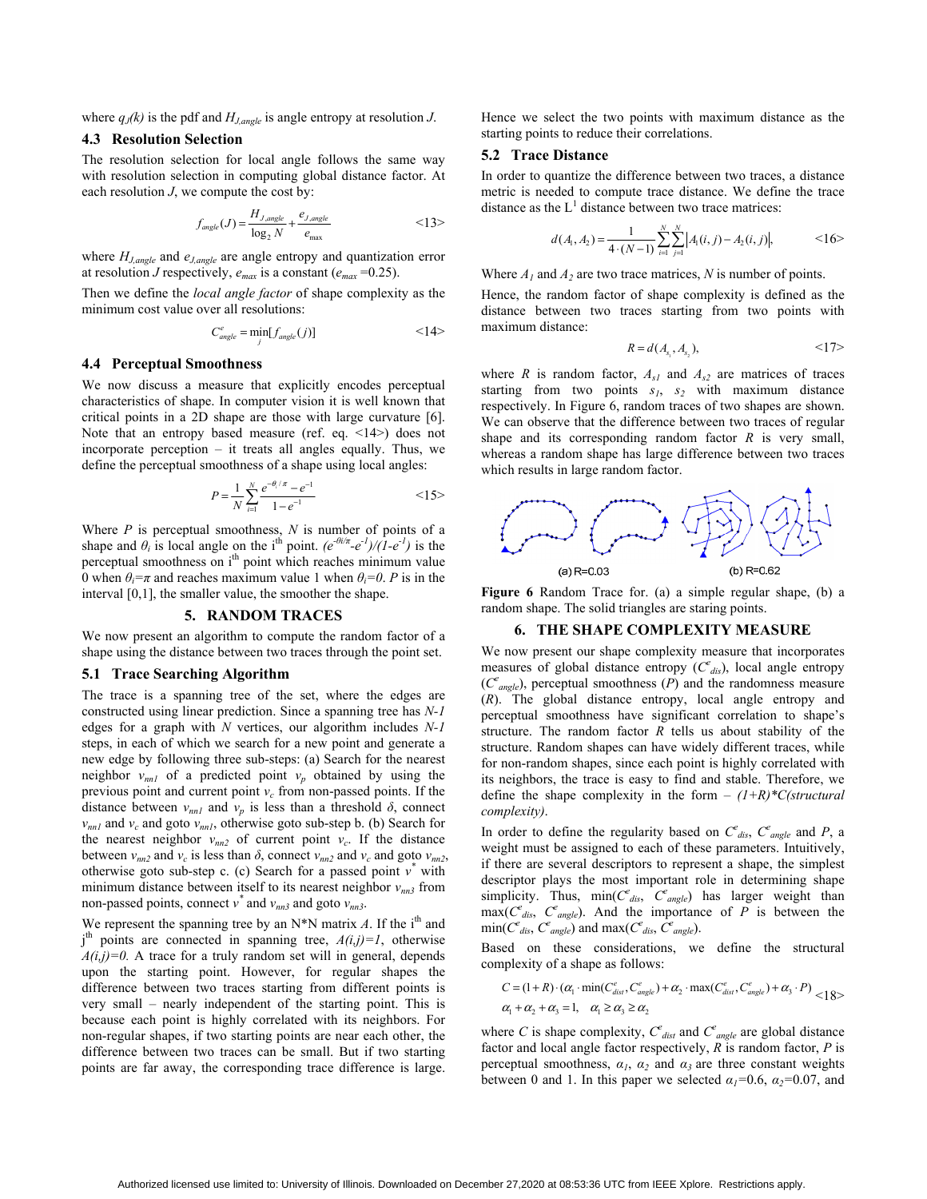where $q_J(k)$ is the pdf and $H_{J,angle}$ is angle entropy at resolution $J$.

### 4.3 Resolution Selection

The resolution selection for local angle follows the same way with resolution selection in computing global distance factor. At each resolution $J$, we compute the cost by:

$$f_{angle}(J) = \frac{H_{J,angle}}{\log_2 N} + \frac{e_{J,angle}}{e_{max}} \quad <13>$$

where $H_{J,angle}$ and $e_{J,angle}$ are angle entropy and quantization error at resolution $J$ respectively, $e_{max}$ is a constant ($e_{max}$ =0.25).

Then we define the *local angle factor* of shape complexity as the minimum cost value over all resolutions:

$$C^e_{angle} = \min_j [f_{angle}(j)] \quad <14>$$

### 4.4 Perceptual Smoothness

We now discuss a measure that explicitly encodes perceptual characteristics of shape. In computer vision it is well known that critical points in a 2D shape are those with large curvature [6]. Note that an entropy based measure (ref. eq. <14>) does not incorporate perception – it treats all angles equally. Thus, we define the perceptual smoothness of a shape using local angles:

$$P = \frac{1}{N}\sum_{i=1}^{N} \frac{e^{-\theta_i/\pi} - e^{-1}}{1 - e^{-1}} \quad <15>$$

Where $P$ is perceptual smoothness, $N$ is number of points of a shape and $\theta_i$ is local angle on the i[th] point. $(e^{-\theta_i/\pi}-e^{-1})/(1-e^{-1})$ is the perceptual smoothness on i[th] point which reaches minimum value 0 when $\theta_i=\pi$ and reaches maximum value 1 when $\theta_i=0$. $P$ is in the interval [0,1], the smaller value, the smoother the shape.

## 5. RANDOM TRACES

We now present an algorithm to compute the random factor of a shape using the distance between two traces through the point set.

### 5.1 Trace Searching Algorithm

The trace is a spanning tree of the set, where the edges are constructed using linear prediction. Since a spanning tree has $N$-1 edges for a graph with $N$ vertices, our algorithm includes $N$-1 steps, in each of which we search for a new point and generate a new edge by following three sub-steps: (a) Search for the nearest neighbor $v_{nn1}$ of a predicted point $v_p$ obtained by using the previous point and current point $v_c$ from non-passed points. If the distance between $v_{nn1}$ and $v_p$ is less than a threshold $\delta$, connect $v_{nn1}$ and $v_c$ and goto $v_{nn1}$, otherwise goto sub-step b. (b) Search for the nearest neighbor $v_{nn2}$ of current point $v_c$. If the distance between $v_{nn2}$ and $v_c$ is less than $\delta$, connect $v_{nn2}$ and $v_c$ and goto $v_{nn2}$, otherwise goto sub-step c. (c) Search for a passed point $v^*$ with minimum distance between itself to its nearest neighbor $v_{nn3}$ from non-passed points, connect $v^*$ and $v_{nn3}$ and goto $v_{nn3}$.

We represent the spanning tree by an N*N matrix $A$. If the i[th] and j[th] points are connected in spanning tree, $A(i,j)=1$, otherwise $A(i,j)=0$. A trace for a truly random set will in general, depends upon the starting point. However, for regular shapes the difference between two traces starting from different points is very small – nearly independent of the starting point. This is because each point is highly correlated with its neighbors. For non-regular shapes, if two starting points are near each other, the difference between two traces can be small. But if two starting points are far away, the corresponding trace difference is large. Hence we select the two points with maximum distance as the starting points to reduce their correlations.

### 5.2 Trace Distance

In order to quantize the difference between two traces, a distance metric is needed to compute trace distance. We define the trace distance as the L[1] distance between two trace matrices:

$$d(A_1, A_2) = \frac{1}{4\cdot(N-1)}\sum_{i=1}^{N}\sum_{j=1}^{N}\left|A_1(i,j) - A_2(i,j)\right|, \quad <16>$$

Where $A_1$ and $A_2$ are two trace matrices, $N$ is number of points.

Hence, the random factor of shape complexity is defined as the distance between two traces starting from two points with maximum distance:

$$R = d(A_{s_1}, A_{s_2}), \quad <17>$$

where $R$ is random factor, $A_{s1}$ and $A_{s2}$ are matrices of traces starting from two points $s_1$, $s_2$ with maximum distance respectively. In Figure 6, random traces of two shapes are shown. We can observe that the difference between two traces of regular shape and its corresponding random factor $R$ is very small, whereas a random shape has large difference between two traces which results in large random factor.

(a) R=0.03 (b) R=0.62

**Figure 6** Random Trace for. (a) a simple regular shape, (b) a random shape. The solid triangles are staring points.

## 6. THE SHAPE COMPLEXITY MEASURE

We now present our shape complexity measure that incorporates measures of global distance entropy ($C^e_{dis}$), local angle entropy ($C^e_{angle}$), perceptual smoothness ($P$) and the randomness measure ($R$). The global distance entropy, local angle entropy and perceptual smoothness have significant correlation to shape's structure. The random factor $R$ tells us about stability of the structure. Random shapes can have widely different traces, while for non-random shapes, since each point is highly correlated with its neighbors, the trace is easy to find and stable. Therefore, we define the shape complexity in the form – *(1+R)*C(structural complexity)*.

In order to define the regularity based on $C^e_{dis}$, $C^e_{angle}$ and $P$, a weight must be assigned to each of these parameters. Intuitively, if there are several descriptors to represent a shape, the simplest descriptor plays the most important role in determining shape simplicity. Thus, min($C^e_{dis}$, $C^e_{angle}$) has larger weight than max($C^e_{dis}$, $C^e_{angle}$). And the importance of $P$ is between the min($C^e_{dis}$, $C^e_{angle}$) and max($C^e_{dis}$, $C^e_{angle}$).

Based on these considerations, we define the structural complexity of a shape as follows:

$$C = (1+R)\cdot(\alpha_1\cdot\min(C^e_{dist}, C^e_{angle}) + \alpha_2\cdot\max(C^e_{dist}, C^e_{angle}) + \alpha_3\cdot P) \quad <18>$$
$$\alpha_1 + \alpha_2 + \alpha_3 = 1, \quad \alpha_1 \geq \alpha_3 \geq \alpha_2$$

where $C$ is shape complexity, $C^e_{dist}$ and $C^e_{angle}$ are global distance factor and local angle factor respectively, $R$ is random factor, $P$ is perceptual smoothness, $\alpha_1$, $\alpha_2$ and $\alpha_3$ are three constant weights between 0 and 1. In this paper we selected $\alpha_1$=0.6, $\alpha_2$=0.07, and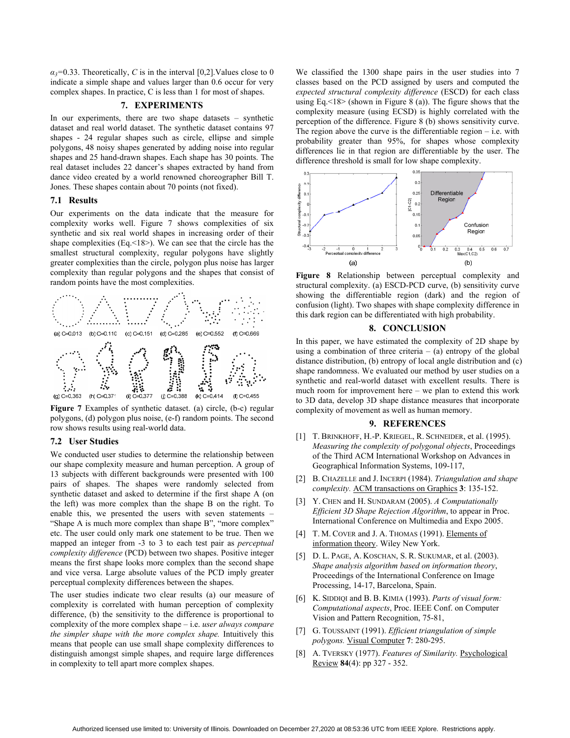$\alpha_3$=0.33. Theoretically, $C$ is in the interval [0,2].Values close to 0 indicate a simple shape and values larger than 0.6 occur for very complex shapes. In practice, C is less than 1 for most of shapes.

## 7. EXPERIMENTS

In our experiments, there are two shape datasets – synthetic dataset and real world dataset. The synthetic dataset contains 97 shapes - 24 regular shapes such as circle, ellipse and simple polygons, 48 noisy shapes generated by adding noise into regular shapes and 25 hand-drawn shapes. Each shape has 30 points. The real dataset includes 22 dancer's shapes extracted by hand from dance video created by a world renowned choreographer Bill T. Jones. These shapes contain about 70 points (not fixed).

### 7.1 Results

Our experiments on the data indicate that the measure for complexity works well. Figure 7 shows complexities of six synthetic and six real world shapes in increasing order of their shape complexities (Eq.<18>). We can see that the circle has the smallest structural complexity, regular polygons have slightly greater complexities than the circle, polygon plus noise has larger complexity than regular polygons and the shapes that consist of random points have the most complexities.

(a) C=0.013 (b) C=0.110 (c) C=0.151 (d) C=0.285 (e) C=0.552 (f) C=0.669

(g) C=0.363 (h) C=0.371 (i) C=0.377 (j) C=0.388 (k) C=0.414 (l) C=0.455

**Figure 7** Examples of synthetic dataset. (a) circle, (b-c) regular polygons, (d) polygon plus noise, (e-f) random points. The second row shows results using real-world data.

### 7.2 User Studies

We conducted user studies to determine the relationship between our shape complexity measure and human perception. A group of 13 subjects with different backgrounds were presented with 100 pairs of shapes. The shapes were randomly selected from synthetic dataset and asked to determine if the first shape A (on the left) was more complex than the shape B on the right. To enable this, we presented the users with seven statements – "Shape A is much more complex than shape B", "more complex" etc. The user could only mark one statement to be true. Then we mapped an integer from -3 to 3 to each test pair as *perceptual complexity difference* (PCD) between two shapes. Positive integer means the first shape looks more complex than the second shape and vice versa. Large absolute values of the PCD imply greater perceptual complexity differences between the shapes.

The user studies indicate two clear results (a) our measure of complexity is correlated with human perception of complexity difference, (b) the sensitivity to the difference is proportional to complexity of the more complex shape – i.e. *user always compare the simpler shape with the more complex shape.* Intuitively this means that people can use small shape complexity differences to distinguish amongst simple shapes, and require large differences in complexity to tell apart more complex shapes.

We classified the 1300 shape pairs in the user studies into 7 classes based on the PCD assigned by users and computed the *expected structural complexity difference* (ESCD) for each class using Eq.<18> (shown in Figure 8 (a)). The figure shows that the complexity measure (using ECSD) is highly correlated with the perception of the difference. Figure 8 (b) shows sensitivity curve. The region above the curve is the differentiable region – i.e. with probability greater than 95%, for shapes whose complexity differences lie in that region are differentiable by the user. The difference threshold is small for low shape complexity.

Structural complexity difference

Perceptual complexity difference

(a)

Differentiable Region

Confusion Region

|C1-C2|

Max(C1,C2)

(b)

**Figure 8** Relationship between perceptual complexity and structural complexity. (a) ESCD-PCD curve, (b) sensitivity curve showing the differentiable region (dark) and the region of confusion (light). Two shapes with shape complexity difference in this dark region can be differentiated with high probability.

## 8. CONCLUSION

In this paper, we have estimated the complexity of 2D shape by using a combination of three criteria – (a) entropy of the global distance distribution, (b) entropy of local angle distribution and (c) shape randomness. We evaluated our method by user studies on a synthetic and real-world dataset with excellent results. There is much room for improvement here – we plan to extend this work to 3D shape, develop 3D shape distance measures that incorporate complexity of movement as well as human memory.

## 9. REFERENCES

[1] T. Brinkhoff, H.-P. Kriegel, R. Schneider, et al. (1995). *Measuring the complexity of polygonal objects*, Proceedings of the Third ACM International Workshop on Advances in Geographical Information Systems, 109-117,

[2] B. Chazelle and J. Incerpi (1984). *Triangulation and shape complexity.* ACM transactions on Graphics **3**: 135-152.

[3] Y. Chen and H. Sundaram (2005). *A Computationally Efficient 3D Shape Rejection Algorithm*, to appear in Proc. International Conference on Multimedia and Expo 2005.

[4] T. M. Cover and J. A. Thomas (1991). Elements of information theory. Wiley New York.

[5] D. L. Page, A. Koschan, S. R. Sukumar, et al. (2003). *Shape analysis algorithm based on information theory*, Proceedings of the International Conference on Image Processing, 14-17, Barcelona, Spain.

[6] K. Siddiqi and B. B. Kimia (1993). *Parts of visual form: Computational aspects*, Proc. IEEE Conf. on Computer Vision and Pattern Recognition, 75-81,

[7] G. Toussaint (1991). *Efficient triangulation of simple polygons.* Visual Computer **7**: 280-295.

[8] A. Tversky (1977). *Features of Similarity.* Psychological Review **84**(4): pp 327 - 352.